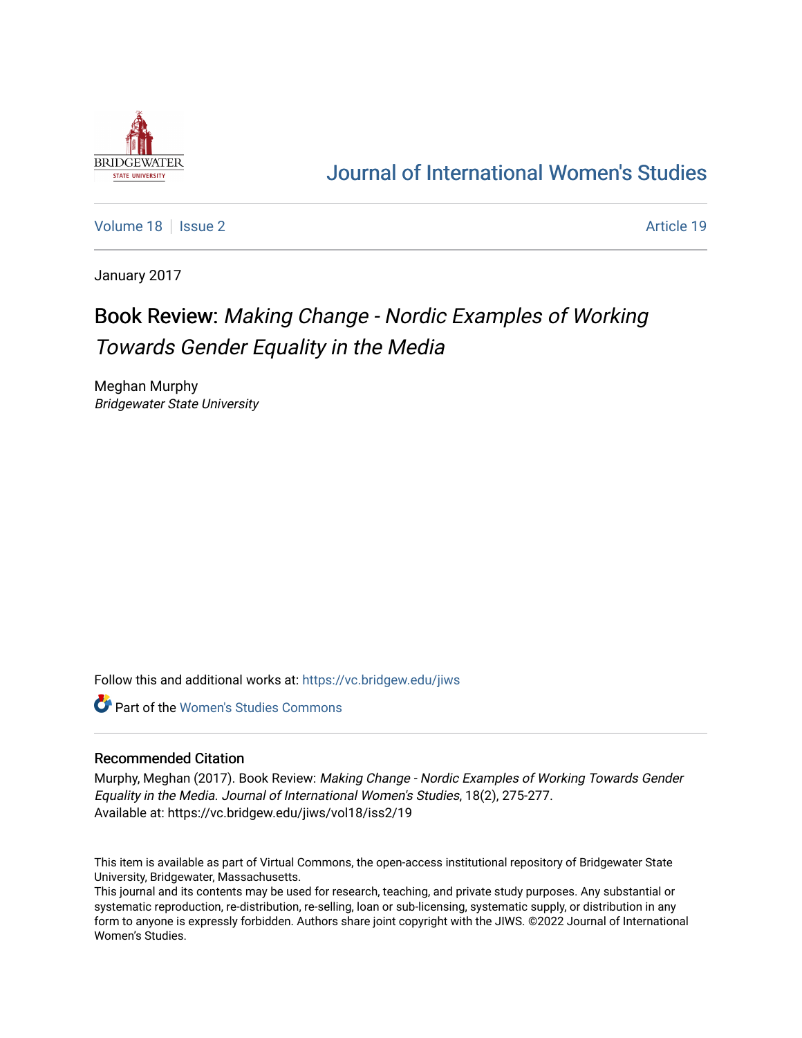# Journal of International Women's Studies

Volume 18 | Issue 2 | Article 19

January 2017

## Book Review: *Making Change - Nordic Examples of Working Towards Gender Equality in the Media*

Meghan Murphy
*Bridgewater State University*

Follow this and additional works at: https://vc.bridgew.edu/jiws

Part of the Women's Studies Commons

### Recommended Citation

Murphy, Meghan (2017). Book Review: *Making Change - Nordic Examples of Working Towards Gender Equality in the Media*. *Journal of International Women's Studies*, 18(2), 275-277.
Available at: https://vc.bridgew.edu/jiws/vol18/iss2/19

This item is available as part of Virtual Commons, the open-access institutional repository of Bridgewater State University, Bridgewater, Massachusetts.
This journal and its contents may be used for research, teaching, and private study purposes. Any substantial or systematic reproduction, re-distribution, re-selling, loan or sub-licensing, systematic supply, or distribution in any form to anyone is expressly forbidden. Authors share joint copyright with the JIWS. ©2022 Journal of International Women's Studies.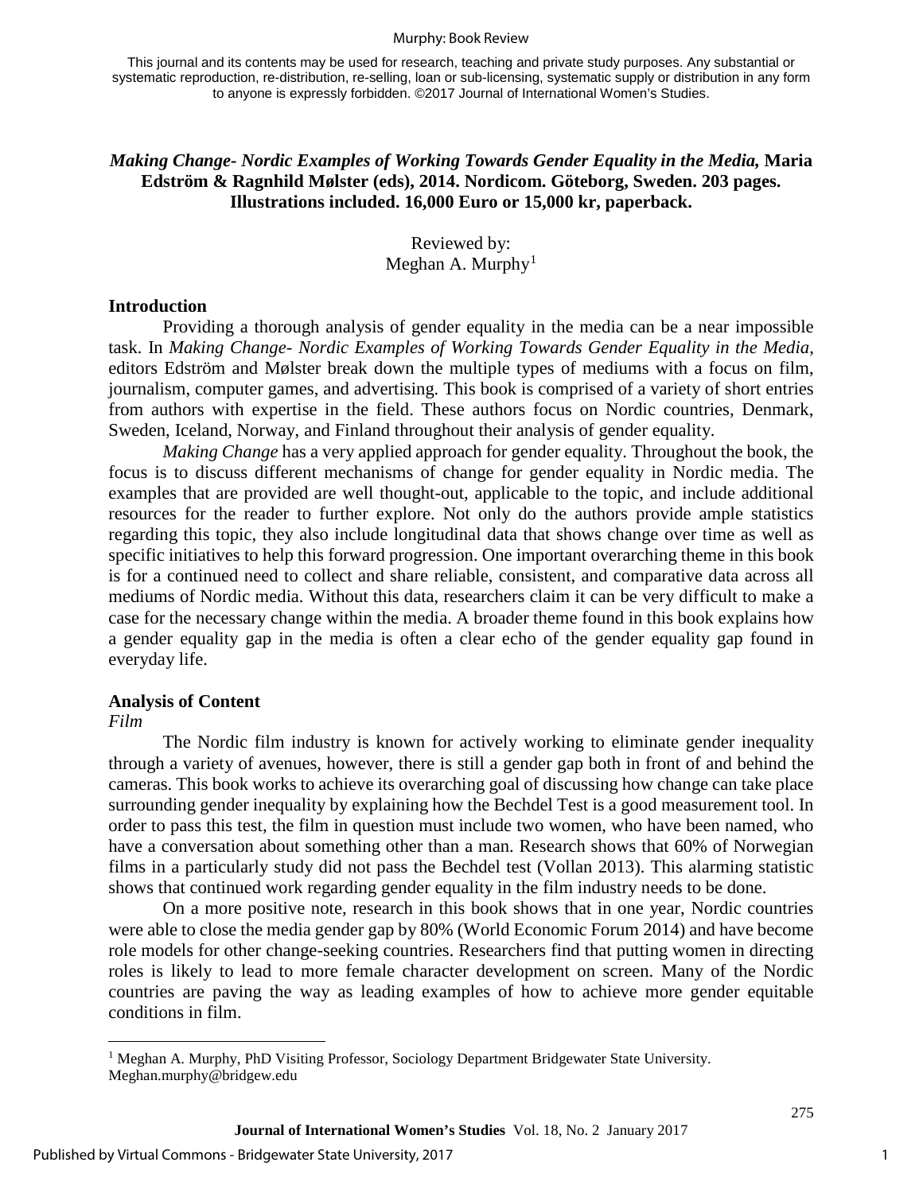This journal and its contents may be used for research, teaching and private study purposes. Any substantial or systematic reproduction, re-distribution, re-selling, loan or sub-licensing, systematic supply or distribution in any form to anyone is expressly forbidden. ©2017 Journal of International Women's Studies.

***Making Change- Nordic Examples of Working Towards Gender Equality in the Media*, Maria Edström & Ragnhild Mølster (eds), 2014. Nordicom. Göteborg, Sweden. 203 pages. Illustrations included. 16,000 Euro or 15,000 kr, paperback.**

Reviewed by:
Meghan A. Murphy[1]

## Introduction

Providing a thorough analysis of gender equality in the media can be a near impossible task. In *Making Change- Nordic Examples of Working Towards Gender Equality in the Media*, editors Edström and Mølster break down the multiple types of mediums with a focus on film, journalism, computer games, and advertising. This book is comprised of a variety of short entries from authors with expertise in the field. These authors focus on Nordic countries, Denmark, Sweden, Iceland, Norway, and Finland throughout their analysis of gender equality.

*Making Change* has a very applied approach for gender equality. Throughout the book, the focus is to discuss different mechanisms of change for gender equality in Nordic media. The examples that are provided are well thought-out, applicable to the topic, and include additional resources for the reader to further explore. Not only do the authors provide ample statistics regarding this topic, they also include longitudinal data that shows change over time as well as specific initiatives to help this forward progression. One important overarching theme in this book is for a continued need to collect and share reliable, consistent, and comparative data across all mediums of Nordic media. Without this data, researchers claim it can be very difficult to make a case for the necessary change within the media. A broader theme found in this book explains how a gender equality gap in the media is often a clear echo of the gender equality gap found in everyday life.

## Analysis of Content

### *Film*

The Nordic film industry is known for actively working to eliminate gender inequality through a variety of avenues, however, there is still a gender gap both in front of and behind the cameras. This book works to achieve its overarching goal of discussing how change can take place surrounding gender inequality by explaining how the Bechdel Test is a good measurement tool. In order to pass this test, the film in question must include two women, who have been named, who have a conversation about something other than a man. Research shows that 60% of Norwegian films in a particularly study did not pass the Bechdel test (Vollan 2013). This alarming statistic shows that continued work regarding gender equality in the film industry needs to be done.

On a more positive note, research in this book shows that in one year, Nordic countries were able to close the media gender gap by 80% (World Economic Forum 2014) and have become role models for other change-seeking countries. Researchers find that putting women in directing roles is likely to lead to more female character development on screen. Many of the Nordic countries are paving the way as leading examples of how to achieve more gender equitable conditions in film.

[1] Meghan A. Murphy, PhD Visiting Professor, Sociology Department Bridgewater State University. Meghan.murphy@bridgew.edu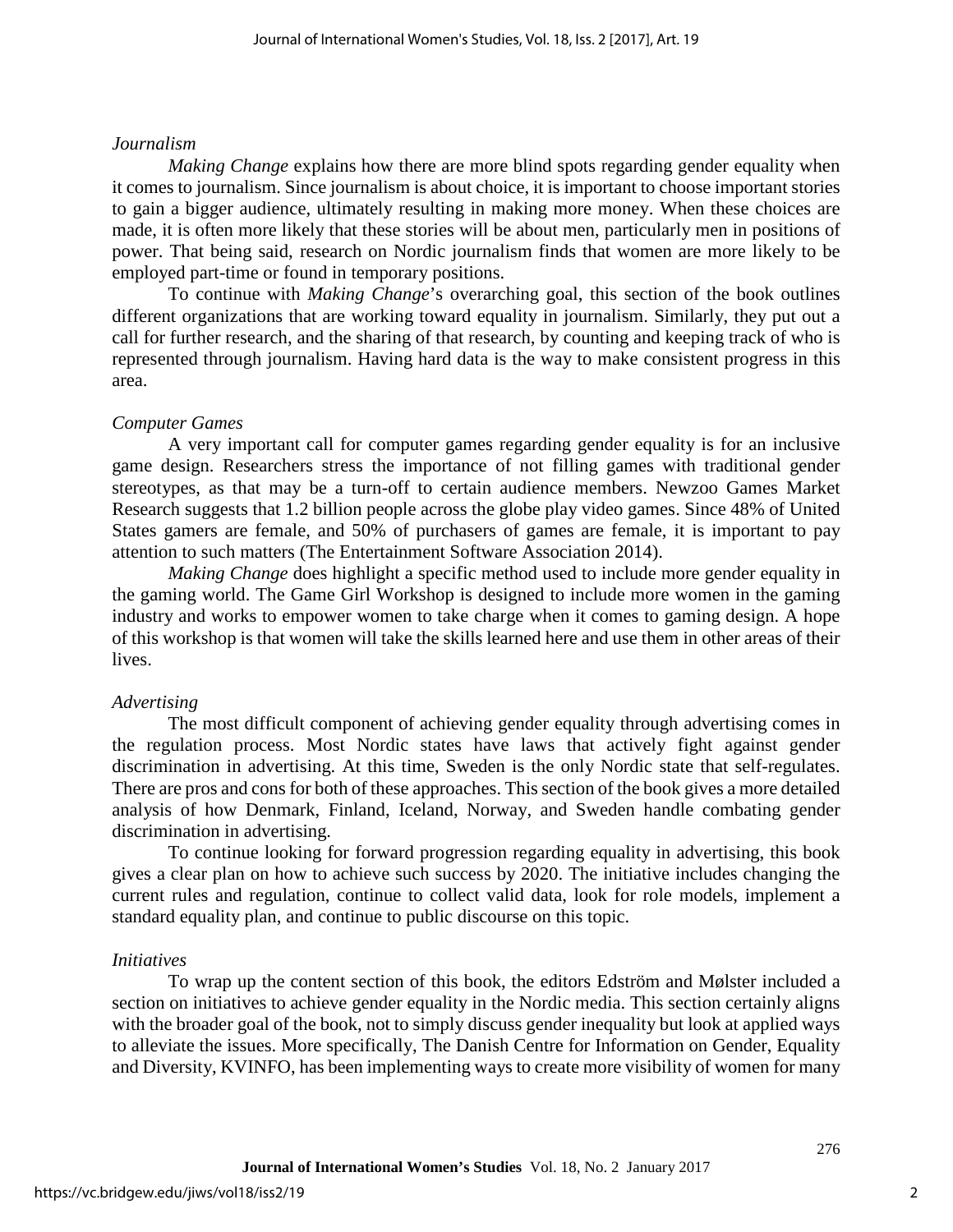### *Journalism*

*Making Change* explains how there are more blind spots regarding gender equality when it comes to journalism. Since journalism is about choice, it is important to choose important stories to gain a bigger audience, ultimately resulting in making more money. When these choices are made, it is often more likely that these stories will be about men, particularly men in positions of power. That being said, research on Nordic journalism finds that women are more likely to be employed part-time or found in temporary positions.

To continue with *Making Change*'s overarching goal, this section of the book outlines different organizations that are working toward equality in journalism. Similarly, they put out a call for further research, and the sharing of that research, by counting and keeping track of who is represented through journalism. Having hard data is the way to make consistent progress in this area.

### *Computer Games*

A very important call for computer games regarding gender equality is for an inclusive game design. Researchers stress the importance of not filling games with traditional gender stereotypes, as that may be a turn-off to certain audience members. Newzoo Games Market Research suggests that 1.2 billion people across the globe play video games. Since 48% of United States gamers are female, and 50% of purchasers of games are female, it is important to pay attention to such matters (The Entertainment Software Association 2014).

*Making Change* does highlight a specific method used to include more gender equality in the gaming world. The Game Girl Workshop is designed to include more women in the gaming industry and works to empower women to take charge when it comes to gaming design. A hope of this workshop is that women will take the skills learned here and use them in other areas of their lives.

### *Advertising*

The most difficult component of achieving gender equality through advertising comes in the regulation process. Most Nordic states have laws that actively fight against gender discrimination in advertising. At this time, Sweden is the only Nordic state that self-regulates. There are pros and cons for both of these approaches. This section of the book gives a more detailed analysis of how Denmark, Finland, Iceland, Norway, and Sweden handle combating gender discrimination in advertising.

To continue looking for forward progression regarding equality in advertising, this book gives a clear plan on how to achieve such success by 2020. The initiative includes changing the current rules and regulation, continue to collect valid data, look for role models, implement a standard equality plan, and continue to public discourse on this topic.

### *Initiatives*

To wrap up the content section of this book, the editors Edström and Mølster included a section on initiatives to achieve gender equality in the Nordic media. This section certainly aligns with the broader goal of the book, not to simply discuss gender inequality but look at applied ways to alleviate the issues. More specifically, The Danish Centre for Information on Gender, Equality and Diversity, KVINFO, has been implementing ways to create more visibility of women for many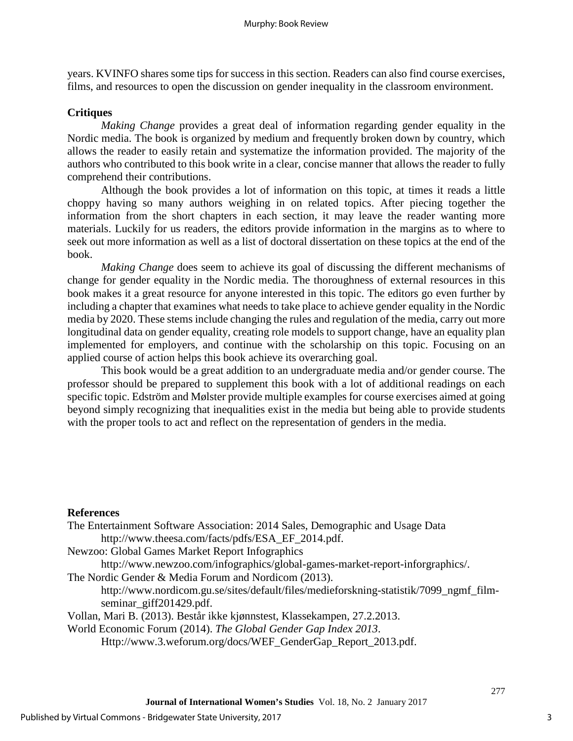years. KVINFO shares some tips for success in this section. Readers can also find course exercises, films, and resources to open the discussion on gender inequality in the classroom environment.

### Critiques

*Making Change* provides a great deal of information regarding gender equality in the Nordic media. The book is organized by medium and frequently broken down by country, which allows the reader to easily retain and systematize the information provided. The majority of the authors who contributed to this book write in a clear, concise manner that allows the reader to fully comprehend their contributions.

Although the book provides a lot of information on this topic, at times it reads a little choppy having so many authors weighing in on related topics. After piecing together the information from the short chapters in each section, it may leave the reader wanting more materials. Luckily for us readers, the editors provide information in the margins as to where to seek out more information as well as a list of doctoral dissertation on these topics at the end of the book.

*Making Change* does seem to achieve its goal of discussing the different mechanisms of change for gender equality in the Nordic media. The thoroughness of external resources in this book makes it a great resource for anyone interested in this topic. The editors go even further by including a chapter that examines what needs to take place to achieve gender equality in the Nordic media by 2020. These stems include changing the rules and regulation of the media, carry out more longitudinal data on gender equality, creating role models to support change, have an equality plan implemented for employers, and continue with the scholarship on this topic. Focusing on an applied course of action helps this book achieve its overarching goal.

This book would be a great addition to an undergraduate media and/or gender course. The professor should be prepared to supplement this book with a lot of additional readings on each specific topic. Edström and Mølster provide multiple examples for course exercises aimed at going beyond simply recognizing that inequalities exist in the media but being able to provide students with the proper tools to act and reflect on the representation of genders in the media.

### References

The Entertainment Software Association: 2014 Sales, Demographic and Usage Data http://www.theesa.com/facts/pdfs/ESA_EF_2014.pdf.

Newzoo: Global Games Market Report Infographics http://www.newzoo.com/infographics/global-games-market-report-inforgraphics/.

The Nordic Gender & Media Forum and Nordicom (2013). http://www.nordicom.gu.se/sites/default/files/medieforskning-statistik/7099_ngmf_film-seminar_giff201429.pdf.

Vollan, Mari B. (2013). Består ikke kjønnstest, Klassekampen, 27.2.2013.

World Economic Forum (2014). *The Global Gender Gap Index 2013*. Http://www.3.weforum.org/docs/WEF_GenderGap_Report_2013.pdf.